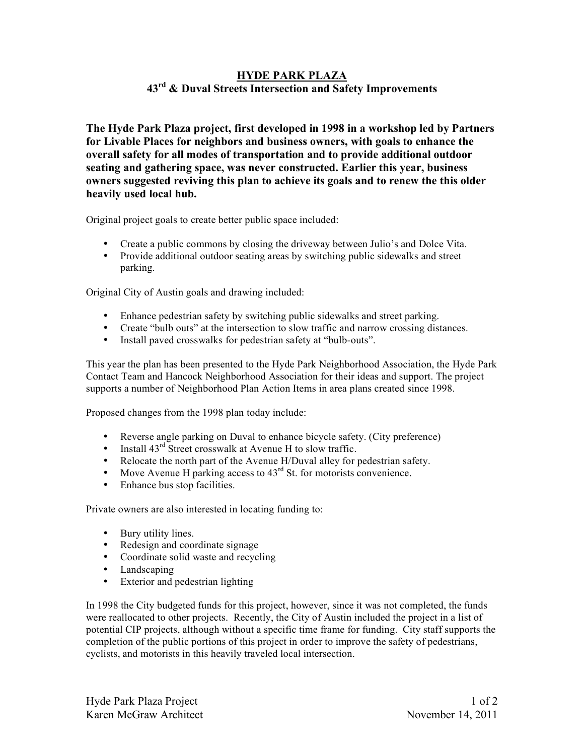# HYDE PARK PLAZA

## 43rd & Duval Streets Intersection and Safety Improvements

**The Hyde Park Plaza project, first developed in 1998 in a workshop led by Partners for Livable Places for neighbors and business owners, with goals to enhance the overall safety for all modes of transportation and to provide additional outdoor seating and gathering space, was never constructed. Earlier this year, business owners suggested reviving this plan to achieve its goals and to renew the this older heavily used local hub.**

Original project goals to create better public space included:

- Create a public commons by closing the driveway between Julio's and Dolce Vita.
- Provide additional outdoor seating areas by switching public sidewalks and street parking.

Original City of Austin goals and drawing included:

- Enhance pedestrian safety by switching public sidewalks and street parking.
- Create "bulb outs" at the intersection to slow traffic and narrow crossing distances.
- Install paved crosswalks for pedestrian safety at "bulb-outs".

This year the plan has been presented to the Hyde Park Neighborhood Association, the Hyde Park Contact Team and Hancock Neighborhood Association for their ideas and support. The project supports a number of Neighborhood Plan Action Items in area plans created since 1998.

Proposed changes from the 1998 plan today include:

- Reverse angle parking on Duval to enhance bicycle safety. (City preference)
- Install 43rd Street crosswalk at Avenue H to slow traffic.
- Relocate the north part of the Avenue H/Duval alley for pedestrian safety.
- Move Avenue H parking access to 43rd St. for motorists convenience.
- Enhance bus stop facilities.

Private owners are also interested in locating funding to:

- Bury utility lines.
- Redesign and coordinate signage
- Coordinate solid waste and recycling
- Landscaping
- Exterior and pedestrian lighting

In 1998 the City budgeted funds for this project, however, since it was not completed, the funds were reallocated to other projects. Recently, the City of Austin included the project in a list of potential CIP projects, although without a specific time frame for funding. City staff supports the completion of the public portions of this project in order to improve the safety of pedestrians, cyclists, and motorists in this heavily traveled local intersection.

Hyde Park Plaza Project
Karen McGraw Architect
November 14, 2011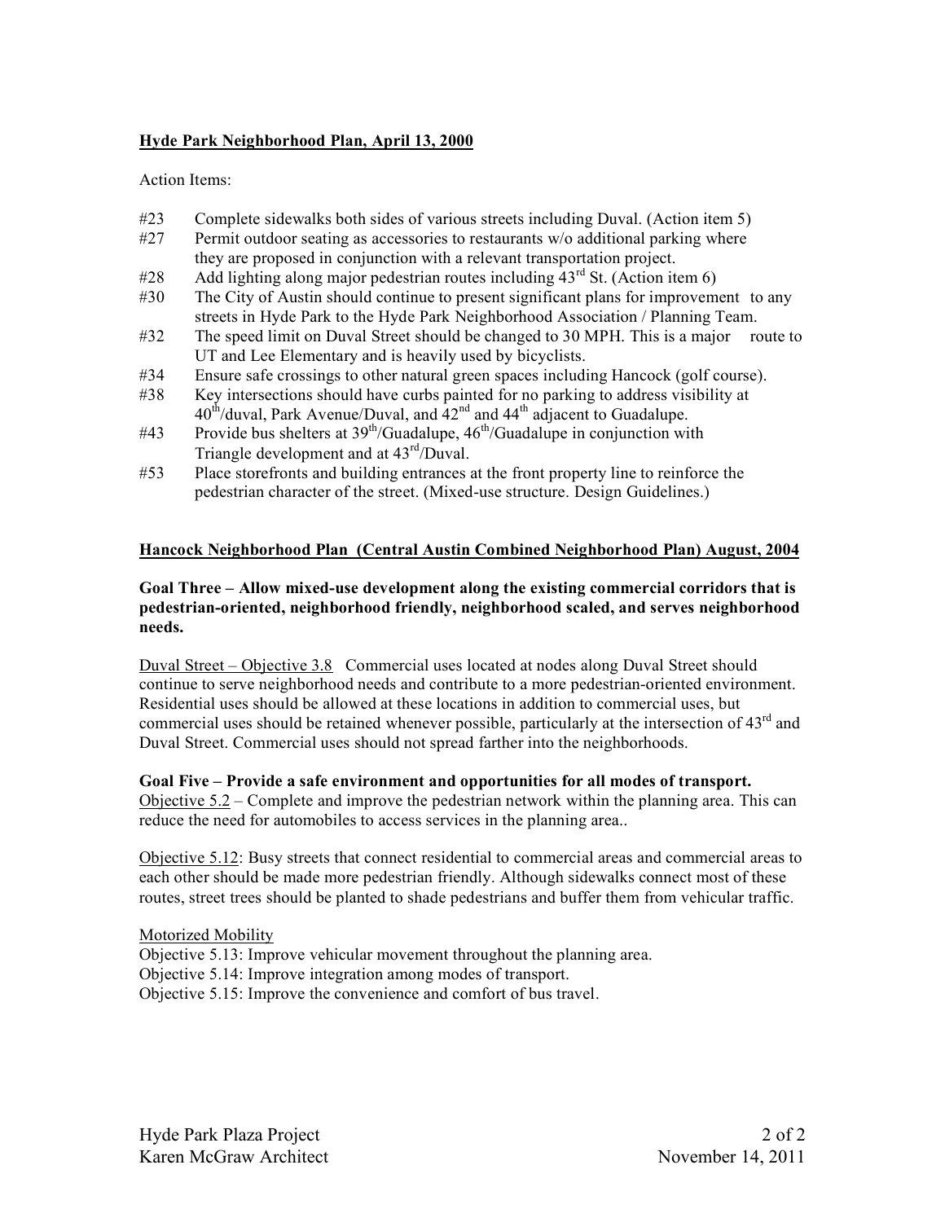**Hyde Park Neighborhood Plan, April 13, 2000**

Action Items:

- #23 Complete sidewalks both sides of various streets including Duval. (Action item 5)
- #27 Permit outdoor seating as accessories to restaurants w/o additional parking where they are proposed in conjunction with a relevant transportation project.
- #28 Add lighting along major pedestrian routes including 43rd St. (Action item 6)
- #30 The City of Austin should continue to present significant plans for improvement to any streets in Hyde Park to the Hyde Park Neighborhood Association / Planning Team.
- #32 The speed limit on Duval Street should be changed to 30 MPH. This is a major route to UT and Lee Elementary and is heavily used by bicyclists.
- #34 Ensure safe crossings to other natural green spaces including Hancock (golf course).
- #38 Key intersections should have curbs painted for no parking to address visibility at 40th/duval, Park Avenue/Duval, and 42nd and 44th adjacent to Guadalupe.
- #43 Provide bus shelters at 39th/Guadalupe, 46th/Guadalupe in conjunction with Triangle development and at 43rd/Duval.
- #53 Place storefronts and building entrances at the front property line to reinforce the pedestrian character of the street. (Mixed-use structure. Design Guidelines.)

**Hancock Neighborhood Plan (Central Austin Combined Neighborhood Plan) August, 2004**

**Goal Three – Allow mixed-use development along the existing commercial corridors that is pedestrian-oriented, neighborhood friendly, neighborhood scaled, and serves neighborhood needs.**

Duval Street – Objective 3.8 Commercial uses located at nodes along Duval Street should continue to serve neighborhood needs and contribute to a more pedestrian-oriented environment. Residential uses should be allowed at these locations in addition to commercial uses, but commercial uses should be retained whenever possible, particularly at the intersection of 43rd and Duval Street. Commercial uses should not spread farther into the neighborhoods.

**Goal Five – Provide a safe environment and opportunities for all modes of transport.**

Objective 5.2 – Complete and improve the pedestrian network within the planning area. This can reduce the need for automobiles to access services in the planning area..

Objective 5.12: Busy streets that connect residential to commercial areas and commercial areas to each other should be made more pedestrian friendly. Although sidewalks connect most of these routes, street trees should be planted to shade pedestrians and buffer them from vehicular traffic.

Motorized Mobility

Objective 5.13: Improve vehicular movement throughout the planning area.
Objective 5.14: Improve integration among modes of transport.
Objective 5.15: Improve the convenience and comfort of bus travel.

Hyde Park Plaza Project
Karen McGraw Architect
November 14, 2011